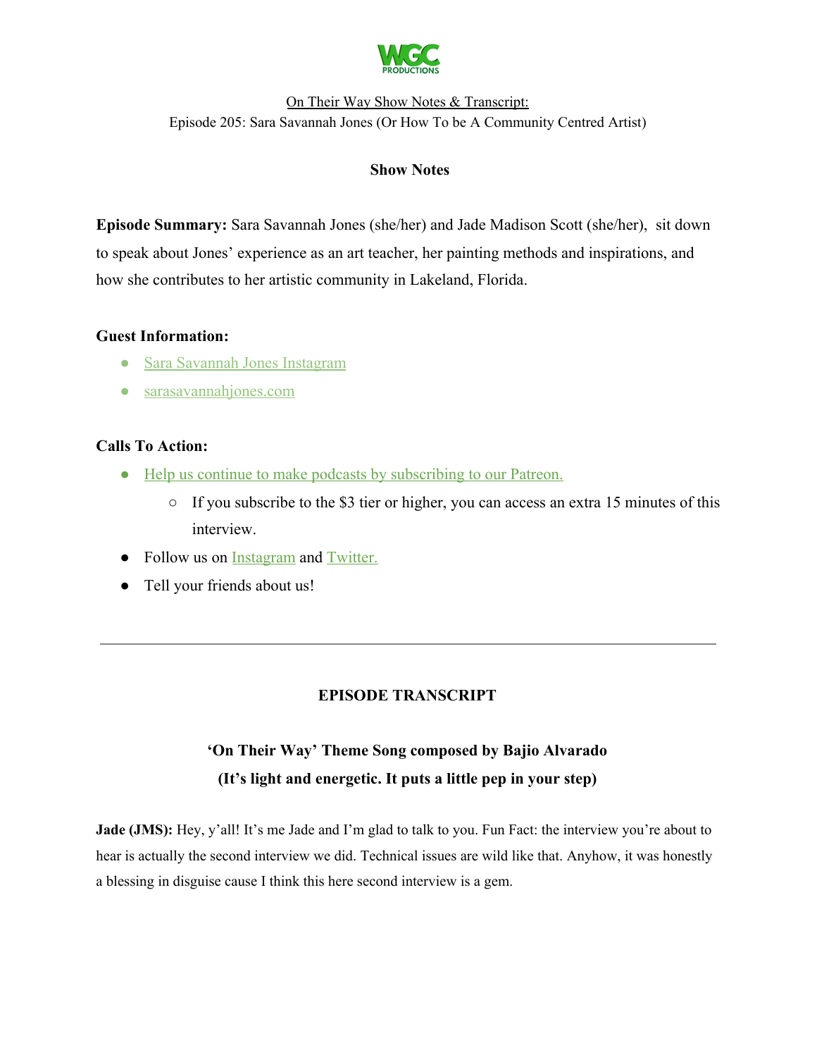WGC PRODUCTIONS

On Their Way Show Notes & Transcript:
Episode 205: Sara Savannah Jones (Or How To be A Community Centred Artist)

## Show Notes

**Episode Summary:** Sara Savannah Jones (she/her) and Jade Madison Scott (she/her), sit down to speak about Jones' experience as an art teacher, her painting methods and inspirations, and how she contributes to her artistic community in Lakeland, Florida.

**Guest Information:**

- Sara Savannah Jones Instagram
- sarasavannahjones.com

**Calls To Action:**

- Help us continue to make podcasts by subscribing to our Patreon.
  - If you subscribe to the $3 tier or higher, you can access an extra 15 minutes of this interview.
- Follow us on Instagram and Twitter.
- Tell your friends about us!

---

## EPISODE TRANSCRIPT

**'On Their Way' Theme Song composed by Bajio Alvarado**
**(It's light and energetic. It puts a little pep in your step)**

**Jade (JMS):** Hey, y'all! It's me Jade and I'm glad to talk to you. Fun Fact: the interview you're about to hear is actually the second interview we did. Technical issues are wild like that. Anyhow, it was honestly a blessing in disguise cause I think this here second interview is a gem.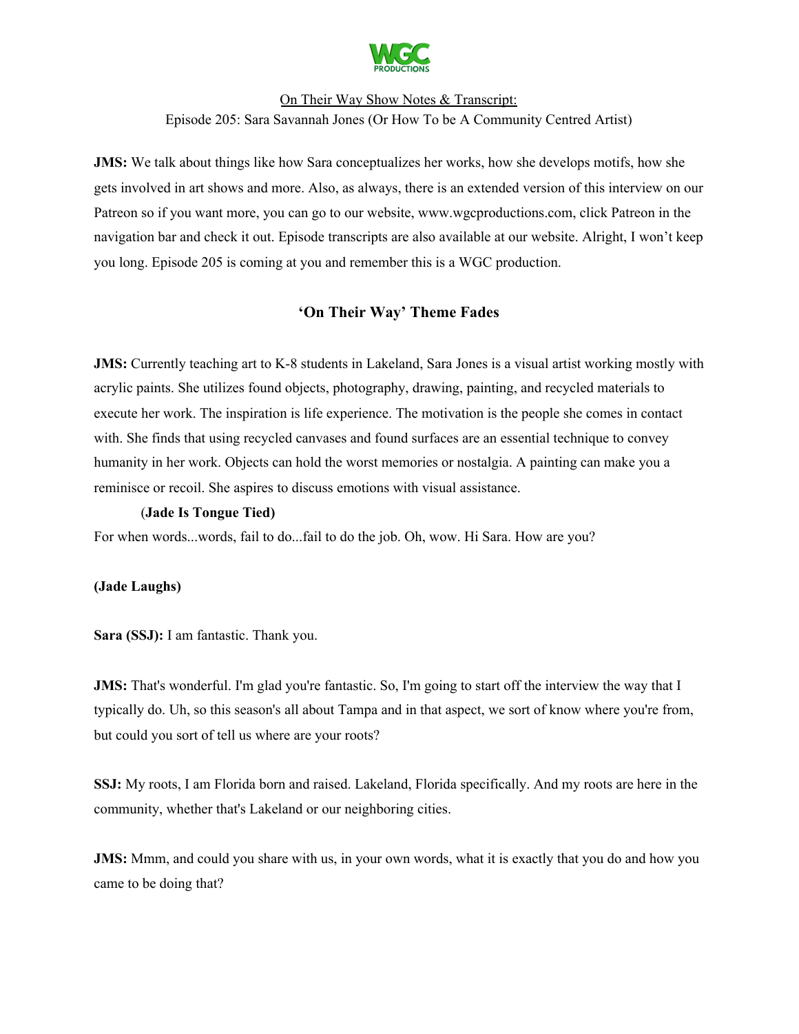On Their Way Show Notes & Transcript:
Episode 205: Sara Savannah Jones (Or How To be A Community Centred Artist)

**JMS:** We talk about things like how Sara conceptualizes her works, how she develops motifs, how she gets involved in art shows and more. Also, as always, there is an extended version of this interview on our Patreon so if you want more, you can go to our website, www.wgcproductions.com, click Patreon in the navigation bar and check it out. Episode transcripts are also available at our website. Alright, I won't keep you long. Episode 205 is coming at you and remember this is a WGC production.

**'On Their Way' Theme Fades**

**JMS:** Currently teaching art to K-8 students in Lakeland, Sara Jones is a visual artist working mostly with acrylic paints. She utilizes found objects, photography, drawing, painting, and recycled materials to execute her work. The inspiration is life experience. The motivation is the people she comes in contact with. She finds that using recycled canvases and found surfaces are an essential technique to convey humanity in her work. Objects can hold the worst memories or nostalgia. A painting can make you a reminisce or recoil. She aspires to discuss emotions with visual assistance.

(**Jade Is Tongue Tied)**

For when words...words, fail to do...fail to do the job. Oh, wow. Hi Sara. How are you?

**(Jade Laughs)**

**Sara (SSJ):** I am fantastic. Thank you.

**JMS:** That's wonderful. I'm glad you're fantastic. So, I'm going to start off the interview the way that I typically do. Uh, so this season's all about Tampa and in that aspect, we sort of know where you're from, but could you sort of tell us where are your roots?

**SSJ:** My roots, I am Florida born and raised. Lakeland, Florida specifically. And my roots are here in the community, whether that's Lakeland or our neighboring cities.

**JMS:** Mmm, and could you share with us, in your own words, what it is exactly that you do and how you came to be doing that?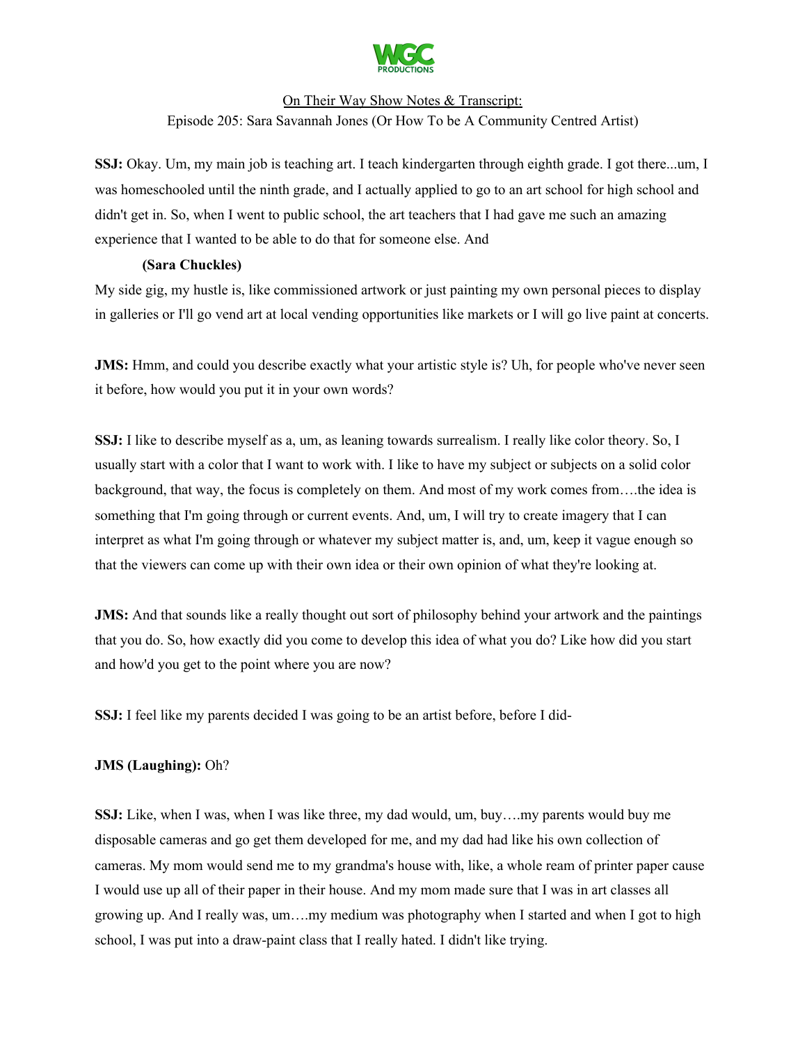On Their Way Show Notes & Transcript:
Episode 205: Sara Savannah Jones (Or How To be A Community Centred Artist)

**SSJ:** Okay. Um, my main job is teaching art. I teach kindergarten through eighth grade. I got there...um, I was homeschooled until the ninth grade, and I actually applied to go to an art school for high school and didn't get in. So, when I went to public school, the art teachers that I had gave me such an amazing experience that I wanted to be able to do that for someone else. And

**(Sara Chuckles)**

My side gig, my hustle is, like commissioned artwork or just painting my own personal pieces to display in galleries or I'll go vend art at local vending opportunities like markets or I will go live paint at concerts.

**JMS:** Hmm, and could you describe exactly what your artistic style is? Uh, for people who've never seen it before, how would you put it in your own words?

**SSJ:** I like to describe myself as a, um, as leaning towards surrealism. I really like color theory. So, I usually start with a color that I want to work with. I like to have my subject or subjects on a solid color background, that way, the focus is completely on them. And most of my work comes from….the idea is something that I'm going through or current events. And, um, I will try to create imagery that I can interpret as what I'm going through or whatever my subject matter is, and, um, keep it vague enough so that the viewers can come up with their own idea or their own opinion of what they're looking at.

**JMS:** And that sounds like a really thought out sort of philosophy behind your artwork and the paintings that you do. So, how exactly did you come to develop this idea of what you do? Like how did you start and how'd you get to the point where you are now?

**SSJ:** I feel like my parents decided I was going to be an artist before, before I did-

**JMS (Laughing):** Oh?

**SSJ:** Like, when I was, when I was like three, my dad would, um, buy….my parents would buy me disposable cameras and go get them developed for me, and my dad had like his own collection of cameras. My mom would send me to my grandma's house with, like, a whole ream of printer paper cause I would use up all of their paper in their house. And my mom made sure that I was in art classes all growing up. And I really was, um….my medium was photography when I started and when I got to high school, I was put into a draw-paint class that I really hated. I didn't like trying.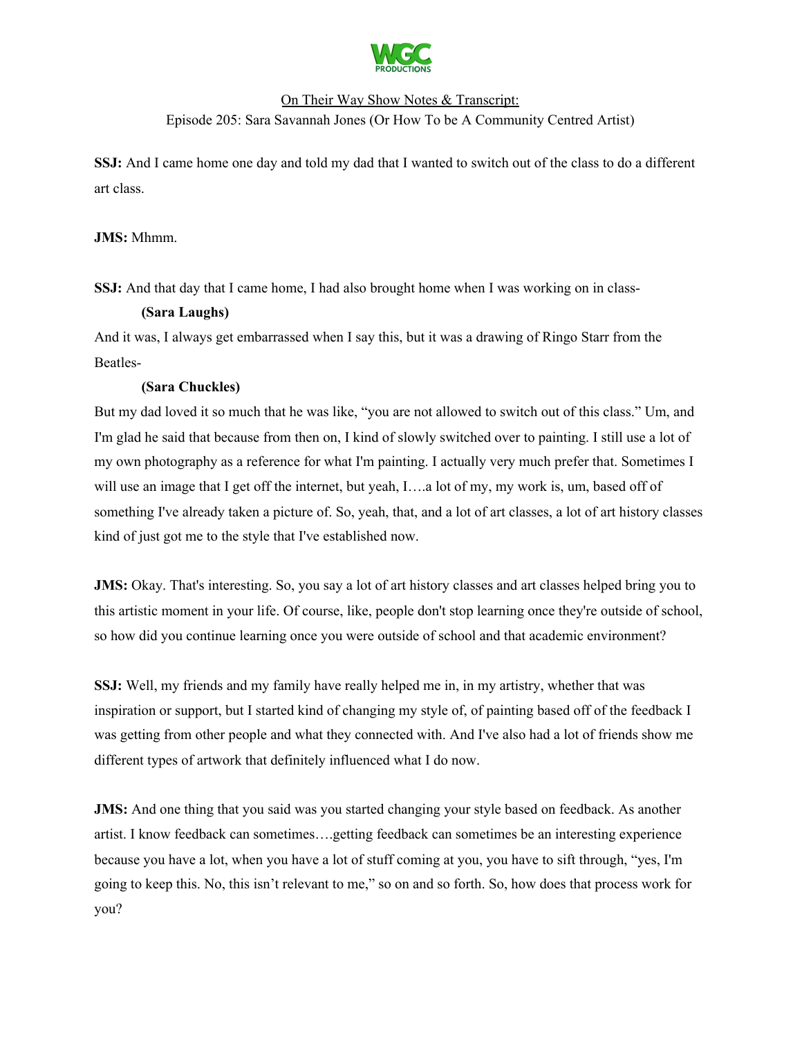SSJ: And I came home one day and told my dad that I wanted to switch out of the class to do a different art class.

**JMS:** Mhmm.

**SSJ:** And that day that I came home, I had also brought home when I was working on in class-

**(Sara Laughs)**

And it was, I always get embarrassed when I say this, but it was a drawing of Ringo Starr from the Beatles-

**(Sara Chuckles)**

But my dad loved it so much that he was like, "you are not allowed to switch out of this class." Um, and I'm glad he said that because from then on, I kind of slowly switched over to painting. I still use a lot of my own photography as a reference for what I'm painting. I actually very much prefer that. Sometimes I will use an image that I get off the internet, but yeah, I….a lot of my, my work is, um, based off of something I've already taken a picture of. So, yeah, that, and a lot of art classes, a lot of art history classes kind of just got me to the style that I've established now.

**JMS:** Okay. That's interesting. So, you say a lot of art history classes and art classes helped bring you to this artistic moment in your life. Of course, like, people don't stop learning once they're outside of school, so how did you continue learning once you were outside of school and that academic environment?

**SSJ:** Well, my friends and my family have really helped me in, in my artistry, whether that was inspiration or support, but I started kind of changing my style of, of painting based off of the feedback I was getting from other people and what they connected with. And I've also had a lot of friends show me different types of artwork that definitely influenced what I do now.

**JMS:** And one thing that you said was you started changing your style based on feedback. As another artist. I know feedback can sometimes….getting feedback can sometimes be an interesting experience because you have a lot, when you have a lot of stuff coming at you, you have to sift through, "yes, I'm going to keep this. No, this isn't relevant to me," so on and so forth. So, how does that process work for you?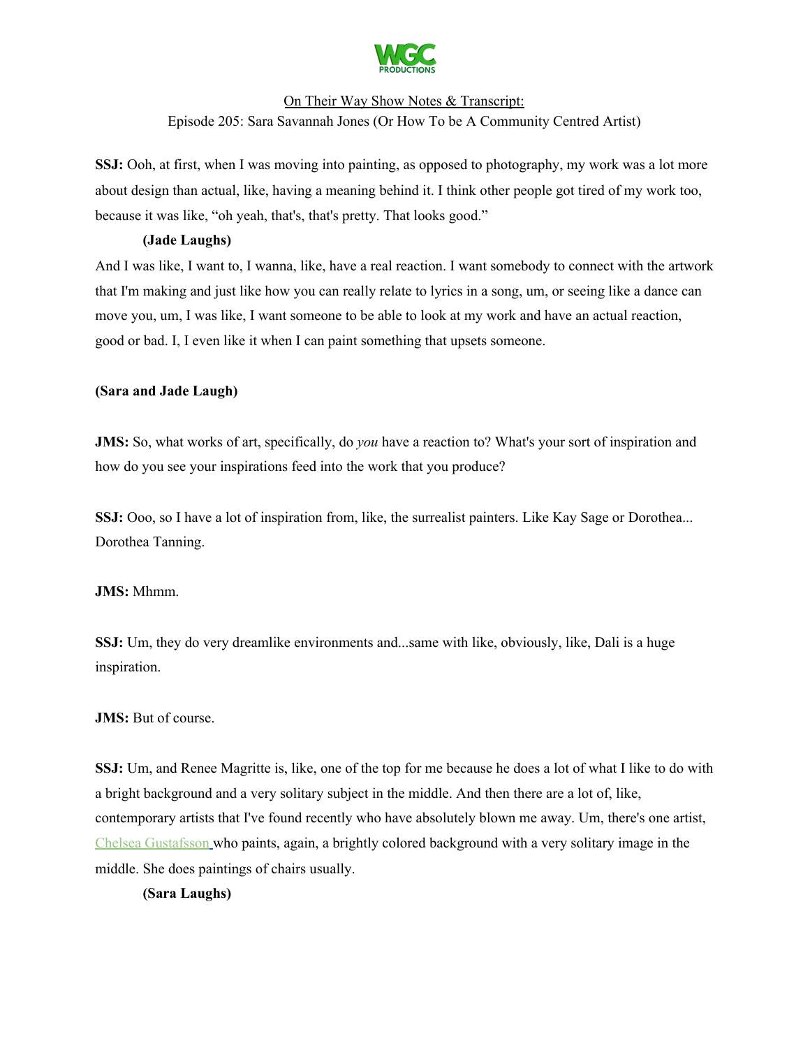On Their Way Show Notes & Transcript:
Episode 205: Sara Savannah Jones (Or How To be A Community Centred Artist)

**SSJ:** Ooh, at first, when I was moving into painting, as opposed to photography, my work was a lot more about design than actual, like, having a meaning behind it. I think other people got tired of my work too, because it was like, "oh yeah, that's, that's pretty. That looks good."

**(Jade Laughs)**

And I was like, I want to, I wanna, like, have a real reaction. I want somebody to connect with the artwork that I'm making and just like how you can really relate to lyrics in a song, um, or seeing like a dance can move you, um, I was like, I want someone to be able to look at my work and have an actual reaction, good or bad. I, I even like it when I can paint something that upsets someone.

**(Sara and Jade Laugh)**

**JMS:** So, what works of art, specifically, do *you* have a reaction to? What's your sort of inspiration and how do you see your inspirations feed into the work that you produce?

**SSJ:** Ooo, so I have a lot of inspiration from, like, the surrealist painters. Like Kay Sage or Dorothea... Dorothea Tanning.

**JMS:** Mhmm.

**SSJ:** Um, they do very dreamlike environments and...same with like, obviously, like, Dali is a huge inspiration.

**JMS:** But of course.

**SSJ:** Um, and Renee Magritte is, like, one of the top for me because he does a lot of what I like to do with a bright background and a very solitary subject in the middle. And then there are a lot of, like, contemporary artists that I've found recently who have absolutely blown me away. Um, there's one artist, Chelsea Gustafsson who paints, again, a brightly colored background with a very solitary image in the middle. She does paintings of chairs usually.

**(Sara Laughs)**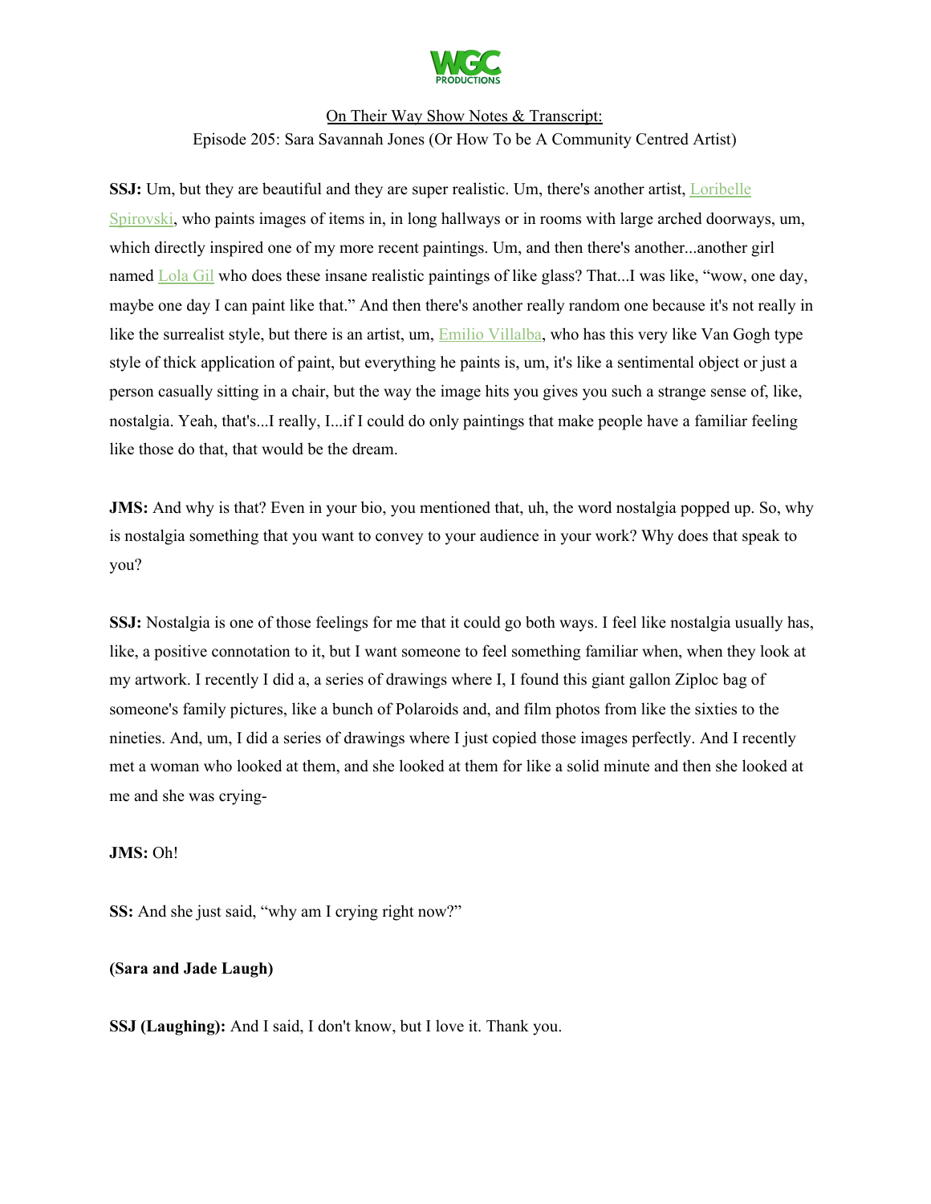**SSJ:** Um, but they are beautiful and they are super realistic. Um, there's another artist, Loribelle Spirovski, who paints images of items in, in long hallways or in rooms with large arched doorways, um, which directly inspired one of my more recent paintings. Um, and then there's another...another girl named Lola Gil who does these insane realistic paintings of like glass? That...I was like, "wow, one day, maybe one day I can paint like that." And then there's another really random one because it's not really in like the surrealist style, but there is an artist, um, Emilio Villalba, who has this very like Van Gogh type style of thick application of paint, but everything he paints is, um, it's like a sentimental object or just a person casually sitting in a chair, but the way the image hits you gives you such a strange sense of, like, nostalgia. Yeah, that's...I really, I...if I could do only paintings that make people have a familiar feeling like those do that, that would be the dream.

**JMS:** And why is that? Even in your bio, you mentioned that, uh, the word nostalgia popped up. So, why is nostalgia something that you want to convey to your audience in your work? Why does that speak to you?

**SSJ:** Nostalgia is one of those feelings for me that it could go both ways. I feel like nostalgia usually has, like, a positive connotation to it, but I want someone to feel something familiar when, when they look at my artwork. I recently did a, a series of drawings where I, I found this giant gallon Ziploc bag of someone's family pictures, like a bunch of Polaroids and, and film photos from like the sixties to the nineties. And, um, I did a series of drawings where I just copied those images perfectly. And I recently met a woman who looked at them, and she looked at them for like a solid minute and then she looked at me and she was crying-

**JMS:** Oh!

**SS:** And she just said, "why am I crying right now?"

**(Sara and Jade Laugh)**

**SSJ (Laughing):** And I said, I don't know, but I love it. Thank you.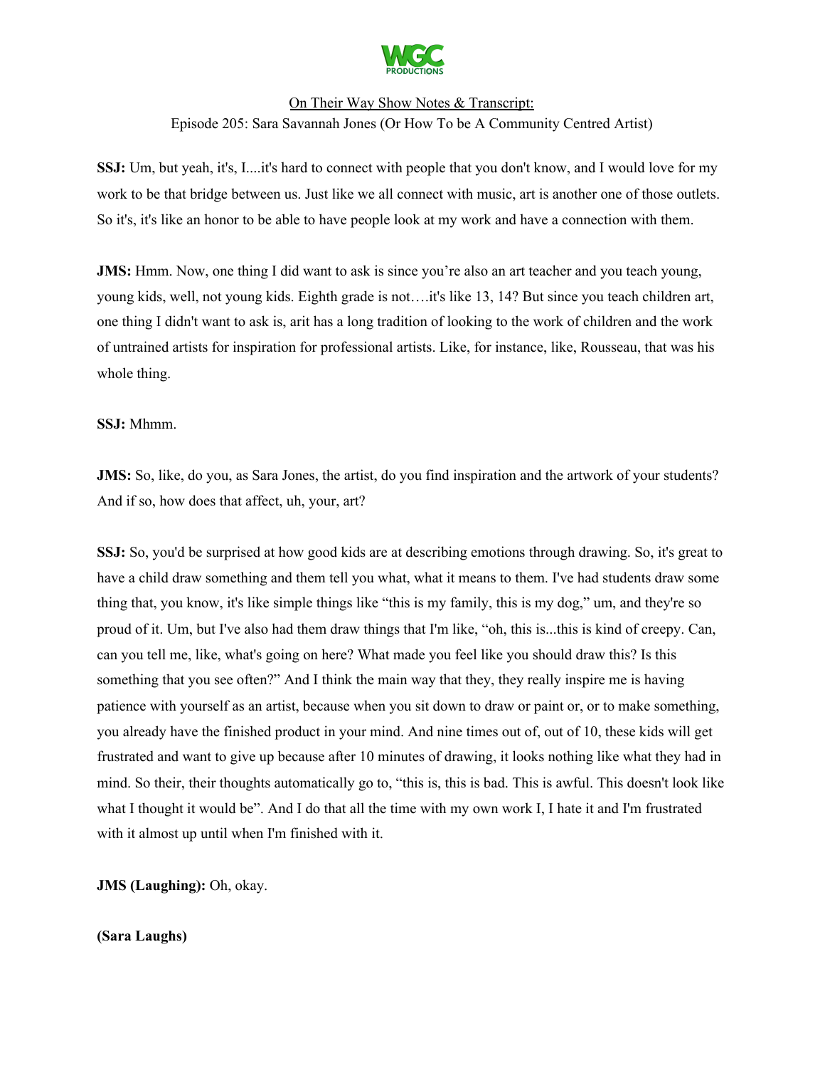**SSJ:** Um, but yeah, it's, I....it's hard to connect with people that you don't know, and I would love for my work to be that bridge between us. Just like we all connect with music, art is another one of those outlets. So it's, it's like an honor to be able to have people look at my work and have a connection with them.

**JMS:** Hmm. Now, one thing I did want to ask is since you're also an art teacher and you teach young, young kids, well, not young kids. Eighth grade is not….it's like 13, 14? But since you teach children art, one thing I didn't want to ask is, arit has a long tradition of looking to the work of children and the work of untrained artists for inspiration for professional artists. Like, for instance, like, Rousseau, that was his whole thing.

**SSJ:** Mhmm.

**JMS:** So, like, do you, as Sara Jones, the artist, do you find inspiration and the artwork of your students? And if so, how does that affect, uh, your, art?

**SSJ:** So, you'd be surprised at how good kids are at describing emotions through drawing. So, it's great to have a child draw something and them tell you what, what it means to them. I've had students draw some thing that, you know, it's like simple things like "this is my family, this is my dog," um, and they're so proud of it. Um, but I've also had them draw things that I'm like, "oh, this is...this is kind of creepy. Can, can you tell me, like, what's going on here? What made you feel like you should draw this? Is this something that you see often?" And I think the main way that they, they really inspire me is having patience with yourself as an artist, because when you sit down to draw or paint or, or to make something, you already have the finished product in your mind. And nine times out of, out of 10, these kids will get frustrated and want to give up because after 10 minutes of drawing, it looks nothing like what they had in mind. So their, their thoughts automatically go to, "this is, this is bad. This is awful. This doesn't look like what I thought it would be". And I do that all the time with my own work I, I hate it and I'm frustrated with it almost up until when I'm finished with it.

**JMS (Laughing):** Oh, okay.

**(Sara Laughs)**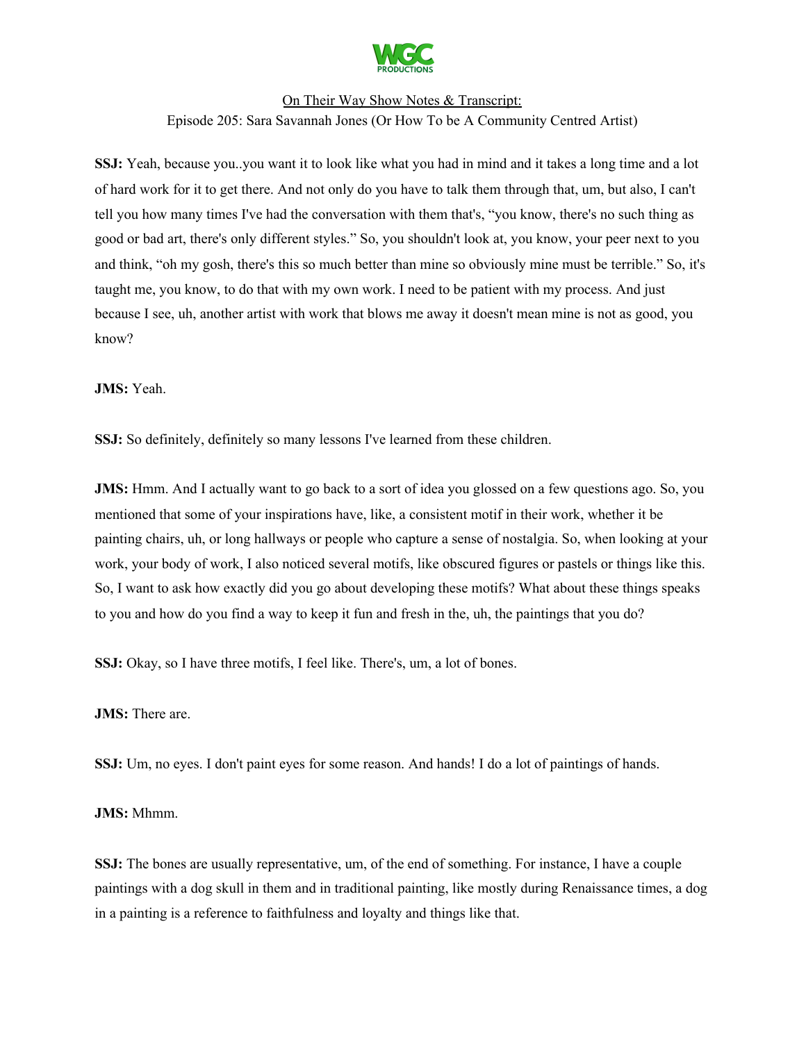**SSJ:** Yeah, because you..you want it to look like what you had in mind and it takes a long time and a lot of hard work for it to get there. And not only do you have to talk them through that, um, but also, I can't tell you how many times I've had the conversation with them that's, "you know, there's no such thing as good or bad art, there's only different styles." So, you shouldn't look at, you know, your peer next to you and think, "oh my gosh, there's this so much better than mine so obviously mine must be terrible." So, it's taught me, you know, to do that with my own work. I need to be patient with my process. And just because I see, uh, another artist with work that blows me away it doesn't mean mine is not as good, you know?

**JMS:** Yeah.

**SSJ:** So definitely, definitely so many lessons I've learned from these children.

**JMS:** Hmm. And I actually want to go back to a sort of idea you glossed on a few questions ago. So, you mentioned that some of your inspirations have, like, a consistent motif in their work, whether it be painting chairs, uh, or long hallways or people who capture a sense of nostalgia. So, when looking at your work, your body of work, I also noticed several motifs, like obscured figures or pastels or things like this. So, I want to ask how exactly did you go about developing these motifs? What about these things speaks to you and how do you find a way to keep it fun and fresh in the, uh, the paintings that you do?

**SSJ:** Okay, so I have three motifs, I feel like. There's, um, a lot of bones.

**JMS:** There are.

**SSJ:** Um, no eyes. I don't paint eyes for some reason. And hands! I do a lot of paintings of hands.

**JMS:** Mhmm.

**SSJ:** The bones are usually representative, um, of the end of something. For instance, I have a couple paintings with a dog skull in them and in traditional painting, like mostly during Renaissance times, a dog in a painting is a reference to faithfulness and loyalty and things like that.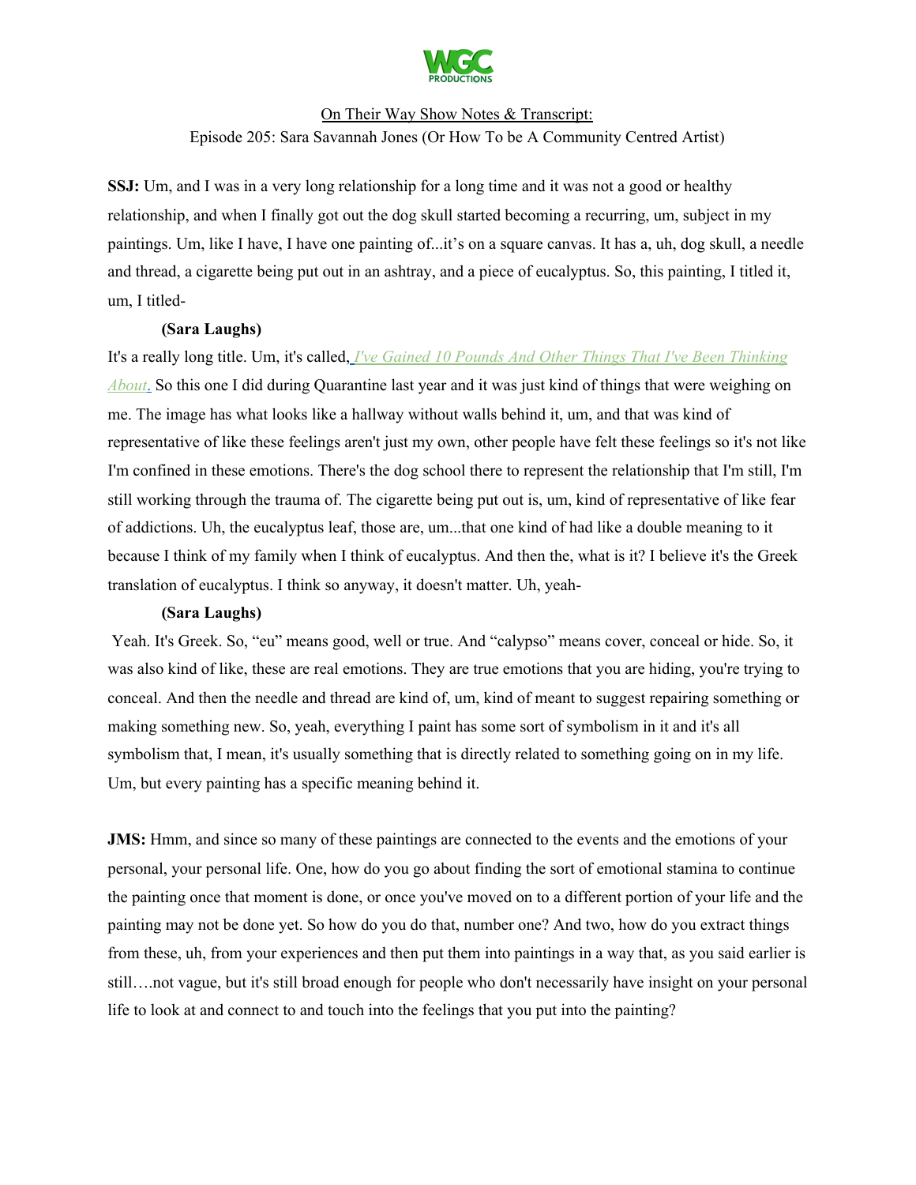On Their Way Show Notes & Transcript:
Episode 205: Sara Savannah Jones (Or How To be A Community Centred Artist)

**SSJ:** Um, and I was in a very long relationship for a long time and it was not a good or healthy relationship, and when I finally got out the dog skull started becoming a recurring, um, subject in my paintings. Um, like I have, I have one painting of...it's on a square canvas. It has a, uh, dog skull, a needle and thread, a cigarette being put out in an ashtray, and a piece of eucalyptus. So, this painting, I titled it, um, I titled-

**(Sara Laughs)**

It's a really long title. Um, it's called, *I've Gained 10 Pounds And Other Things That I've Been Thinking About*. So this one I did during Quarantine last year and it was just kind of things that were weighing on me. The image has what looks like a hallway without walls behind it, um, and that was kind of representative of like these feelings aren't just my own, other people have felt these feelings so it's not like I'm confined in these emotions. There's the dog school there to represent the relationship that I'm still, I'm still working through the trauma of. The cigarette being put out is, um, kind of representative of like fear of addictions. Uh, the eucalyptus leaf, those are, um...that one kind of had like a double meaning to it because I think of my family when I think of eucalyptus. And then the, what is it? I believe it's the Greek translation of eucalyptus. I think so anyway, it doesn't matter. Uh, yeah-

**(Sara Laughs)**

Yeah. It's Greek. So, "eu" means good, well or true. And "calypso" means cover, conceal or hide. So, it was also kind of like, these are real emotions. They are true emotions that you are hiding, you're trying to conceal. And then the needle and thread are kind of, um, kind of meant to suggest repairing something or making something new. So, yeah, everything I paint has some sort of symbolism in it and it's all symbolism that, I mean, it's usually something that is directly related to something going on in my life. Um, but every painting has a specific meaning behind it.

**JMS:** Hmm, and since so many of these paintings are connected to the events and the emotions of your personal, your personal life. One, how do you go about finding the sort of emotional stamina to continue the painting once that moment is done, or once you've moved on to a different portion of your life and the painting may not be done yet. So how do you do that, number one? And two, how do you extract things from these, uh, from your experiences and then put them into paintings in a way that, as you said earlier is still….not vague, but it's still broad enough for people who don't necessarily have insight on your personal life to look at and connect to and touch into the feelings that you put into the painting?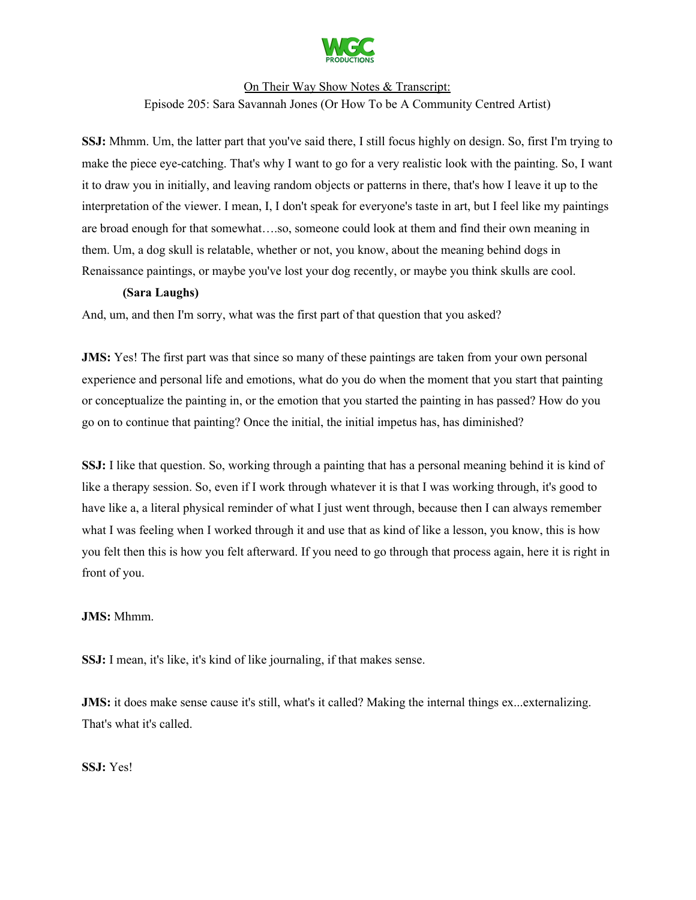**SSJ:** Mhmm. Um, the latter part that you've said there, I still focus highly on design. So, first I'm trying to make the piece eye-catching. That's why I want to go for a very realistic look with the painting. So, I want it to draw you in initially, and leaving random objects or patterns in there, that's how I leave it up to the interpretation of the viewer. I mean, I, I don't speak for everyone's taste in art, but I feel like my paintings are broad enough for that somewhat….so, someone could look at them and find their own meaning in them. Um, a dog skull is relatable, whether or not, you know, about the meaning behind dogs in Renaissance paintings, or maybe you've lost your dog recently, or maybe you think skulls are cool.

**(Sara Laughs)**

And, um, and then I'm sorry, what was the first part of that question that you asked?

**JMS:** Yes! The first part was that since so many of these paintings are taken from your own personal experience and personal life and emotions, what do you do when the moment that you start that painting or conceptualize the painting in, or the emotion that you started the painting in has passed? How do you go on to continue that painting? Once the initial, the initial impetus has, has diminished?

**SSJ:** I like that question. So, working through a painting that has a personal meaning behind it is kind of like a therapy session. So, even if I work through whatever it is that I was working through, it's good to have like a, a literal physical reminder of what I just went through, because then I can always remember what I was feeling when I worked through it and use that as kind of like a lesson, you know, this is how you felt then this is how you felt afterward. If you need to go through that process again, here it is right in front of you.

**JMS:** Mhmm.

**SSJ:** I mean, it's like, it's kind of like journaling, if that makes sense.

**JMS:** it does make sense cause it's still, what's it called? Making the internal things ex...externalizing. That's what it's called.

**SSJ:** Yes!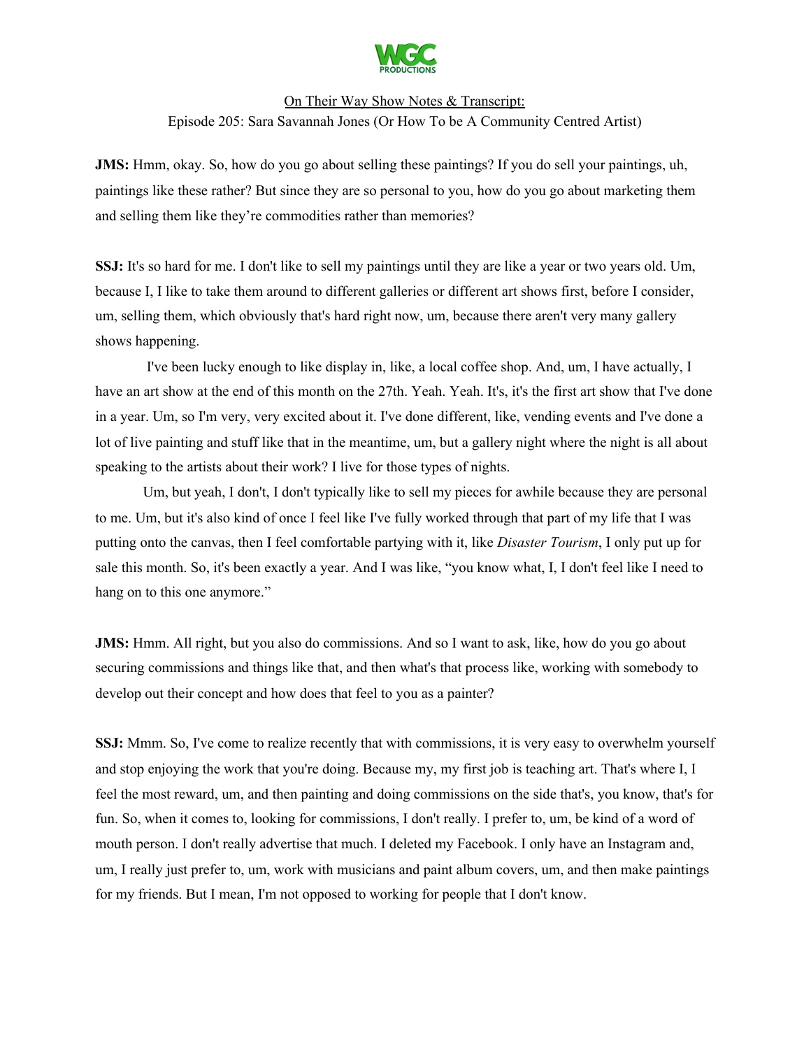**JMS:** Hmm, okay. So, how do you go about selling these paintings? If you do sell your paintings, uh, paintings like these rather? But since they are so personal to you, how do you go about marketing them and selling them like they're commodities rather than memories?

**SSJ:** It's so hard for me. I don't like to sell my paintings until they are like a year or two years old. Um, because I, I like to take them around to different galleries or different art shows first, before I consider, um, selling them, which obviously that's hard right now, um, because there aren't very many gallery shows happening.

I've been lucky enough to like display in, like, a local coffee shop. And, um, I have actually, I have an art show at the end of this month on the 27th. Yeah. Yeah. It's, it's the first art show that I've done in a year. Um, so I'm very, very excited about it. I've done different, like, vending events and I've done a lot of live painting and stuff like that in the meantime, um, but a gallery night where the night is all about speaking to the artists about their work? I live for those types of nights.

Um, but yeah, I don't, I don't typically like to sell my pieces for awhile because they are personal to me. Um, but it's also kind of once I feel like I've fully worked through that part of my life that I was putting onto the canvas, then I feel comfortable partying with it, like *Disaster Tourism*, I only put up for sale this month. So, it's been exactly a year. And I was like, "you know what, I, I don't feel like I need to hang on to this one anymore."

**JMS:** Hmm. All right, but you also do commissions. And so I want to ask, like, how do you go about securing commissions and things like that, and then what's that process like, working with somebody to develop out their concept and how does that feel to you as a painter?

**SSJ:** Mmm. So, I've come to realize recently that with commissions, it is very easy to overwhelm yourself and stop enjoying the work that you're doing. Because my, my first job is teaching art. That's where I, I feel the most reward, um, and then painting and doing commissions on the side that's, you know, that's for fun. So, when it comes to, looking for commissions, I don't really. I prefer to, um, be kind of a word of mouth person. I don't really advertise that much. I deleted my Facebook. I only have an Instagram and, um, I really just prefer to, um, work with musicians and paint album covers, um, and then make paintings for my friends. But I mean, I'm not opposed to working for people that I don't know.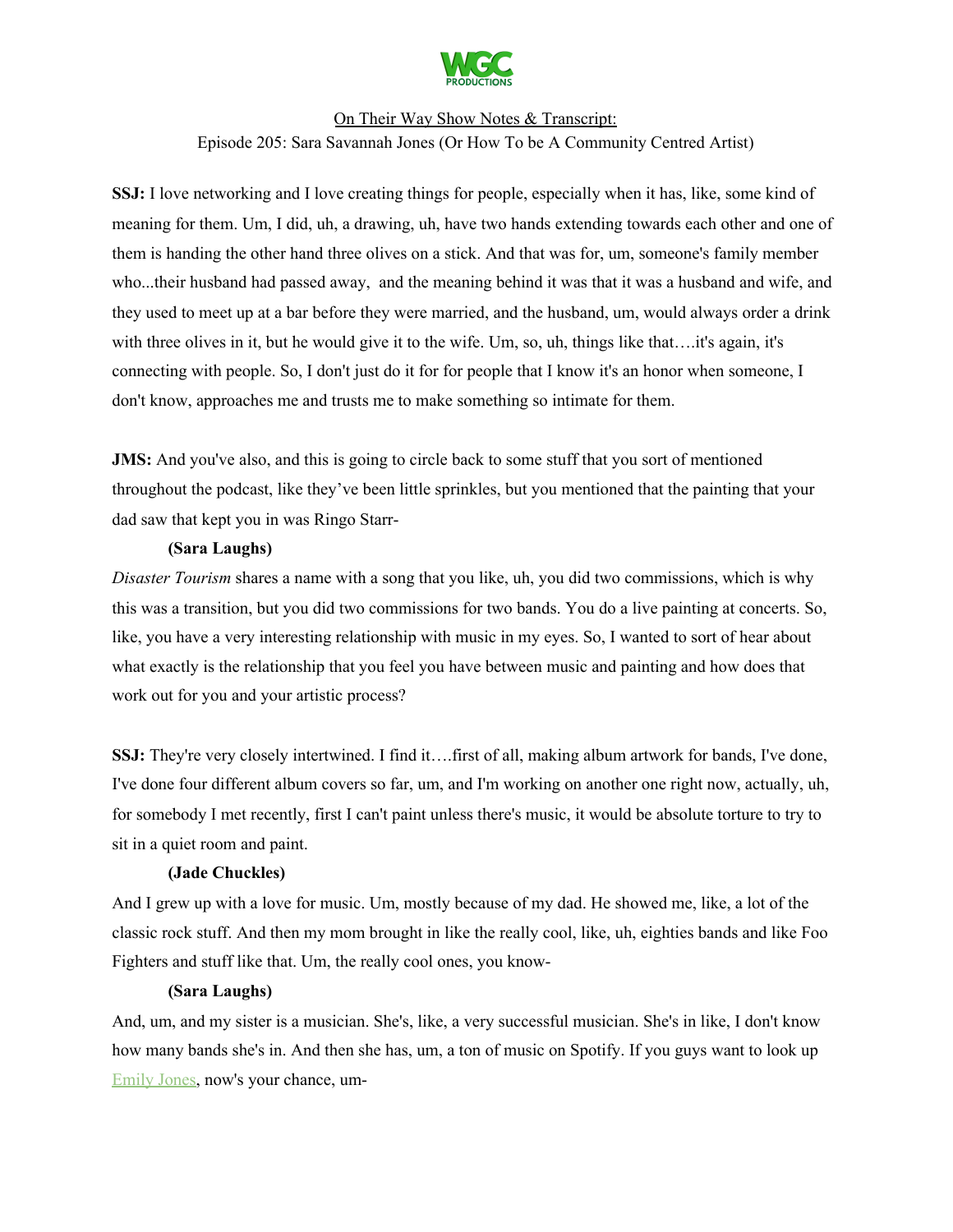On Their Way Show Notes & Transcript:
Episode 205: Sara Savannah Jones (Or How To be A Community Centred Artist)

**SSJ:** I love networking and I love creating things for people, especially when it has, like, some kind of meaning for them. Um, I did, uh, a drawing, uh, have two hands extending towards each other and one of them is handing the other hand three olives on a stick. And that was for, um, someone's family member who...their husband had passed away, and the meaning behind it was that it was a husband and wife, and they used to meet up at a bar before they were married, and the husband, um, would always order a drink with three olives in it, but he would give it to the wife. Um, so, uh, things like that….it's again, it's connecting with people. So, I don't just do it for for people that I know it's an honor when someone, I don't know, approaches me and trusts me to make something so intimate for them.

**JMS:** And you've also, and this is going to circle back to some stuff that you sort of mentioned throughout the podcast, like they've been little sprinkles, but you mentioned that the painting that your dad saw that kept you in was Ringo Starr-

**(Sara Laughs)**

*Disaster Tourism* shares a name with a song that you like, uh, you did two commissions, which is why this was a transition, but you did two commissions for two bands. You do a live painting at concerts. So, like, you have a very interesting relationship with music in my eyes. So, I wanted to sort of hear about what exactly is the relationship that you feel you have between music and painting and how does that work out for you and your artistic process?

**SSJ:** They're very closely intertwined. I find it….first of all, making album artwork for bands, I've done, I've done four different album covers so far, um, and I'm working on another one right now, actually, uh, for somebody I met recently, first I can't paint unless there's music, it would be absolute torture to try to sit in a quiet room and paint.

**(Jade Chuckles)**

And I grew up with a love for music. Um, mostly because of my dad. He showed me, like, a lot of the classic rock stuff. And then my mom brought in like the really cool, like, uh, eighties bands and like Foo Fighters and stuff like that. Um, the really cool ones, you know-

**(Sara Laughs)**

And, um, and my sister is a musician. She's, like, a very successful musician. She's in like, I don't know how many bands she's in. And then she has, um, a ton of music on Spotify. If you guys want to look up Emily Jones, now's your chance, um-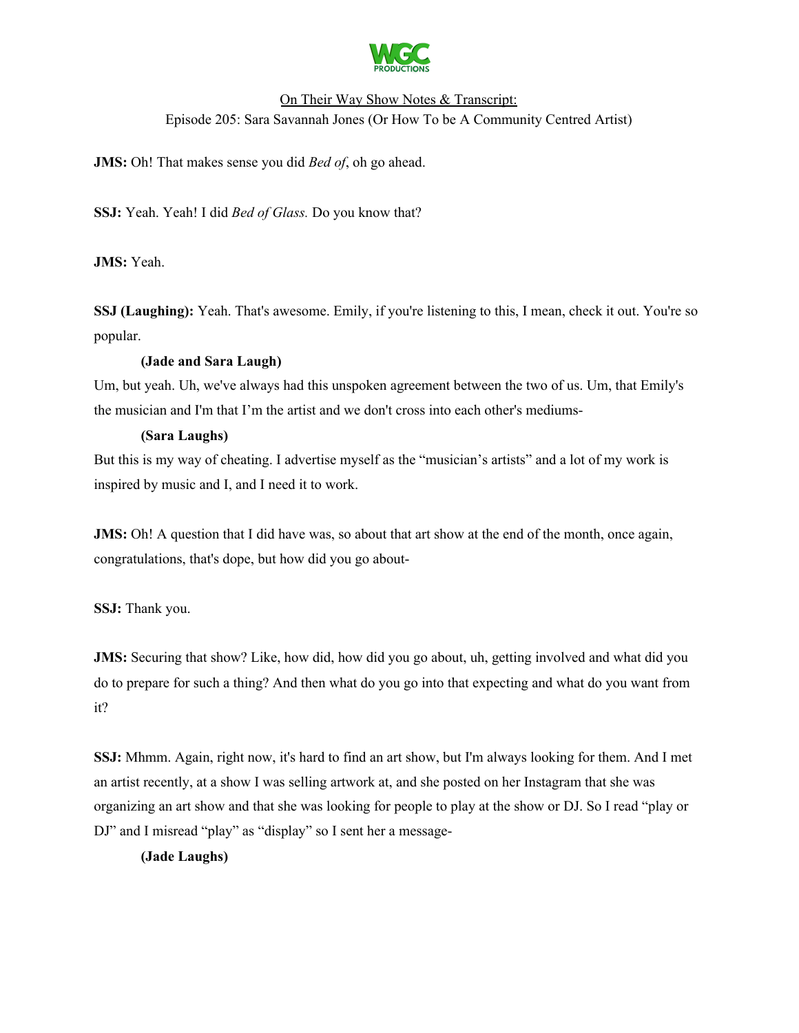**JMS:** Oh! That makes sense you did *Bed of*, oh go ahead.

**SSJ:** Yeah. Yeah! I did *Bed of Glass.* Do you know that?

**JMS:** Yeah.

**SSJ (Laughing):** Yeah. That's awesome. Emily, if you're listening to this, I mean, check it out. You're so popular.

**(Jade and Sara Laugh)**

Um, but yeah. Uh, we've always had this unspoken agreement between the two of us. Um, that Emily's the musician and I'm that I'm the artist and we don't cross into each other's mediums-

**(Sara Laughs)**

But this is my way of cheating. I advertise myself as the "musician's artists" and a lot of my work is inspired by music and I, and I need it to work.

**JMS:** Oh! A question that I did have was, so about that art show at the end of the month, once again, congratulations, that's dope, but how did you go about-

**SSJ:** Thank you.

**JMS:** Securing that show? Like, how did, how did you go about, uh, getting involved and what did you do to prepare for such a thing? And then what do you go into that expecting and what do you want from it?

**SSJ:** Mhmm. Again, right now, it's hard to find an art show, but I'm always looking for them. And I met an artist recently, at a show I was selling artwork at, and she posted on her Instagram that she was organizing an art show and that she was looking for people to play at the show or DJ. So I read "play or DJ" and I misread "play" as "display" so I sent her a message-

**(Jade Laughs)**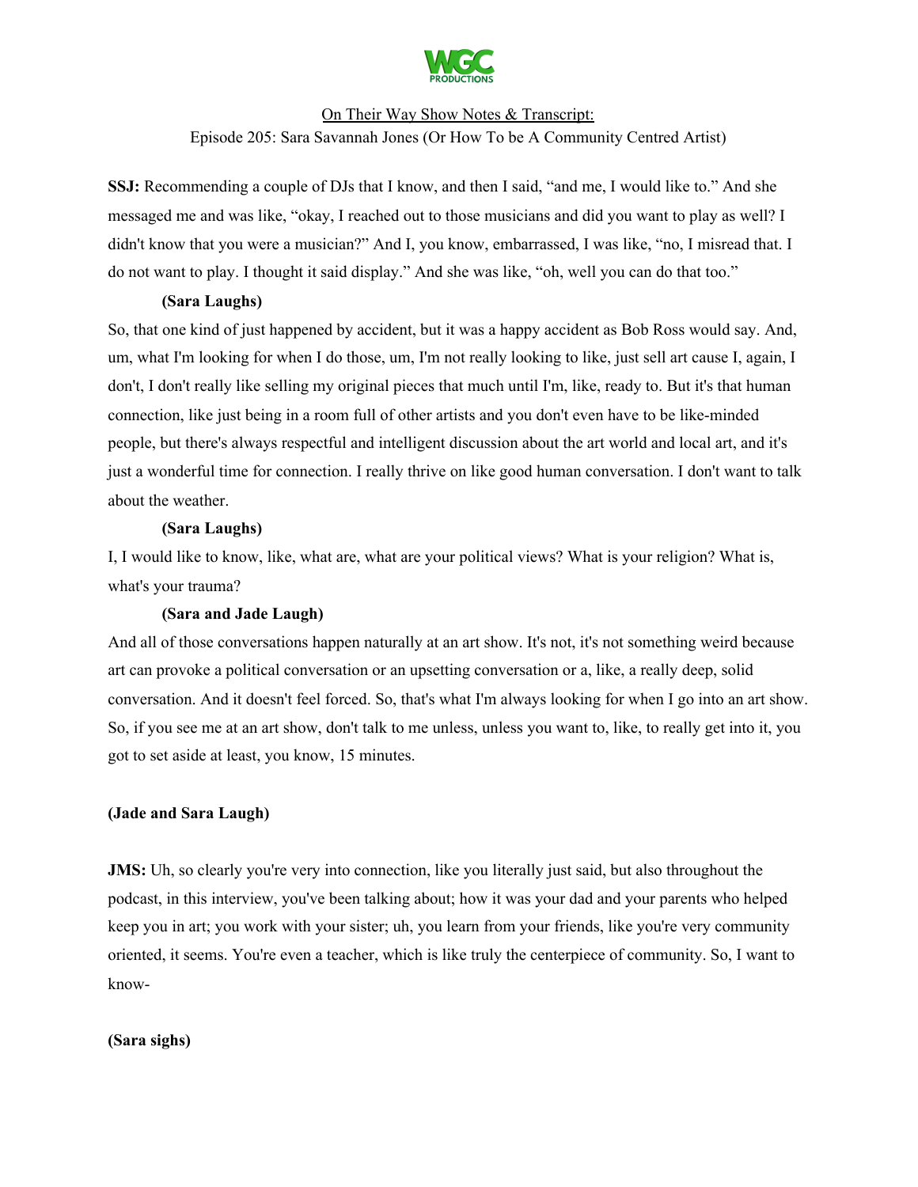**SSJ:** Recommending a couple of DJs that I know, and then I said, "and me, I would like to." And she messaged me and was like, "okay, I reached out to those musicians and did you want to play as well? I didn't know that you were a musician?" And I, you know, embarrassed, I was like, "no, I misread that. I do not want to play. I thought it said display." And she was like, "oh, well you can do that too."

**(Sara Laughs)**

So, that one kind of just happened by accident, but it was a happy accident as Bob Ross would say. And, um, what I'm looking for when I do those, um, I'm not really looking to like, just sell art cause I, again, I don't, I don't really like selling my original pieces that much until I'm, like, ready to. But it's that human connection, like just being in a room full of other artists and you don't even have to be like-minded people, but there's always respectful and intelligent discussion about the art world and local art, and it's just a wonderful time for connection. I really thrive on like good human conversation. I don't want to talk about the weather.

**(Sara Laughs)**

I, I would like to know, like, what are, what are your political views? What is your religion? What is, what's your trauma?

**(Sara and Jade Laugh)**

And all of those conversations happen naturally at an art show. It's not, it's not something weird because art can provoke a political conversation or an upsetting conversation or a, like, a really deep, solid conversation. And it doesn't feel forced. So, that's what I'm always looking for when I go into an art show. So, if you see me at an art show, don't talk to me unless, unless you want to, like, to really get into it, you got to set aside at least, you know, 15 minutes.

**(Jade and Sara Laugh)**

**JMS:** Uh, so clearly you're very into connection, like you literally just said, but also throughout the podcast, in this interview, you've been talking about; how it was your dad and your parents who helped keep you in art; you work with your sister; uh, you learn from your friends, like you're very community oriented, it seems. You're even a teacher, which is like truly the centerpiece of community. So, I want to know-

**(Sara sighs)**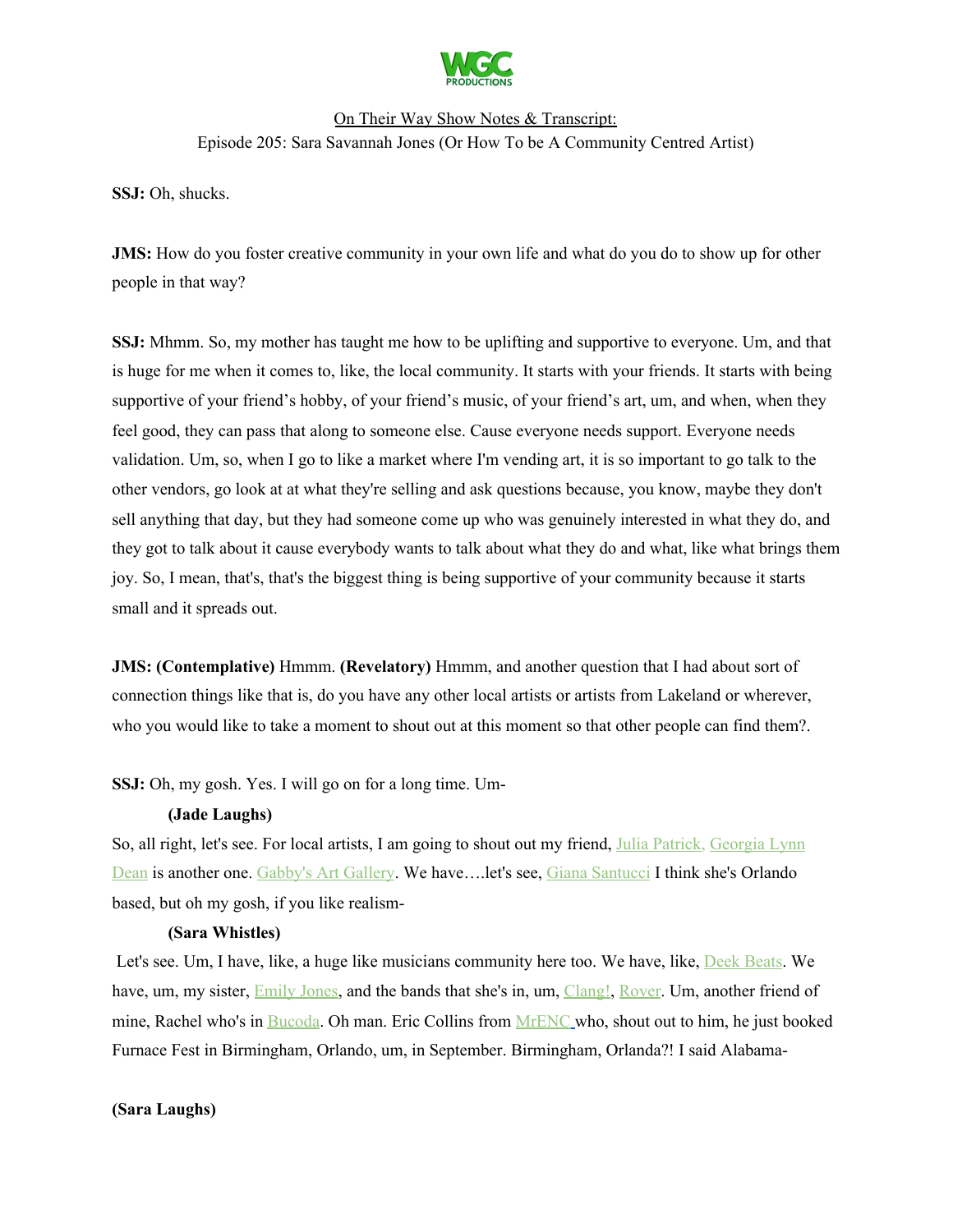SSJ: Oh, shucks.

**JMS:** How do you foster creative community in your own life and what do you do to show up for other people in that way?

**SSJ:** Mhmm. So, my mother has taught me how to be uplifting and supportive to everyone. Um, and that is huge for me when it comes to, like, the local community. It starts with your friends. It starts with being supportive of your friend's hobby, of your friend's music, of your friend's art, um, and when, when they feel good, they can pass that along to someone else. Cause everyone needs support. Everyone needs validation. Um, so, when I go to like a market where I'm vending art, it is so important to go talk to the other vendors, go look at at what they're selling and ask questions because, you know, maybe they don't sell anything that day, but they had someone come up who was genuinely interested in what they do, and they got to talk about it cause everybody wants to talk about what they do and what, like what brings them joy. So, I mean, that's, that's the biggest thing is being supportive of your community because it starts small and it spreads out.

**JMS: (Contemplative)** Hmmm. **(Revelatory)** Hmmm, and another question that I had about sort of connection things like that is, do you have any other local artists or artists from Lakeland or wherever, who you would like to take a moment to shout out at this moment so that other people can find them?.

**SSJ:** Oh, my gosh. Yes. I will go on for a long time. Um-

**(Jade Laughs)**

So, all right, let's see. For local artists, I am going to shout out my friend, Julia Patrick, Georgia Lynn Dean is another one. Gabby's Art Gallery. We have….let's see, Giana Santucci I think she's Orlando based, but oh my gosh, if you like realism-

**(Sara Whistles)**

Let's see. Um, I have, like, a huge like musicians community here too. We have, like, Deek Beats. We have, um, my sister, Emily Jones, and the bands that she's in, um, Clang!, Rover. Um, another friend of mine, Rachel who's in Bucoda. Oh man. Eric Collins from MrENC who, shout out to him, he just booked Furnace Fest in Birmingham, Orlando, um, in September. Birmingham, Orlanda?! I said Alabama-

**(Sara Laughs)**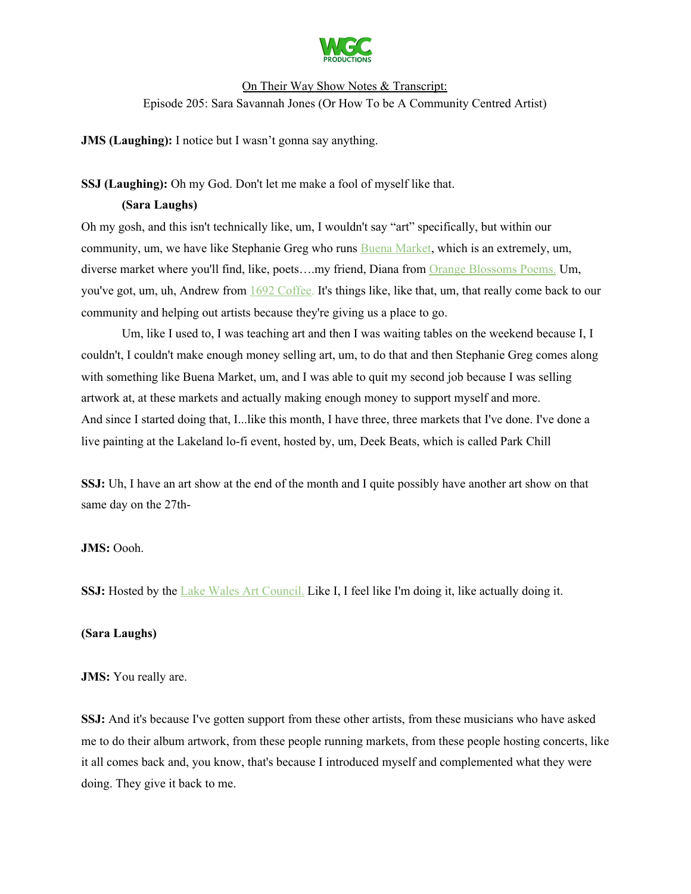**JMS (Laughing):** I notice but I wasn't gonna say anything.

**SSJ (Laughing):** Oh my God. Don't let me make a fool of myself like that.

**(Sara Laughs)**

Oh my gosh, and this isn't technically like, um, I wouldn't say "art" specifically, but within our community, um, we have like Stephanie Greg who runs Buena Market, which is an extremely, um, diverse market where you'll find, like, poets….my friend, Diana from Orange Blossoms Poems. Um, you've got, um, uh, Andrew from 1692 Coffee. It's things like, like that, um, that really come back to our community and helping out artists because they're giving us a place to go.

Um, like I used to, I was teaching art and then I was waiting tables on the weekend because I, I couldn't, I couldn't make enough money selling art, um, to do that and then Stephanie Greg comes along with something like Buena Market, um, and I was able to quit my second job because I was selling artwork at, at these markets and actually making enough money to support myself and more. And since I started doing that, I...like this month, I have three, three markets that I've done. I've done a live painting at the Lakeland lo-fi event, hosted by, um, Deek Beats, which is called Park Chill

**SSJ:** Uh, I have an art show at the end of the month and I quite possibly have another art show on that same day on the 27th-

**JMS:** Oooh.

**SSJ:** Hosted by the Lake Wales Art Council. Like I, I feel like I'm doing it, like actually doing it.

**(Sara Laughs)**

**JMS:** You really are.

**SSJ:** And it's because I've gotten support from these other artists, from these musicians who have asked me to do their album artwork, from these people running markets, from these people hosting concerts, like it all comes back and, you know, that's because I introduced myself and complemented what they were doing. They give it back to me.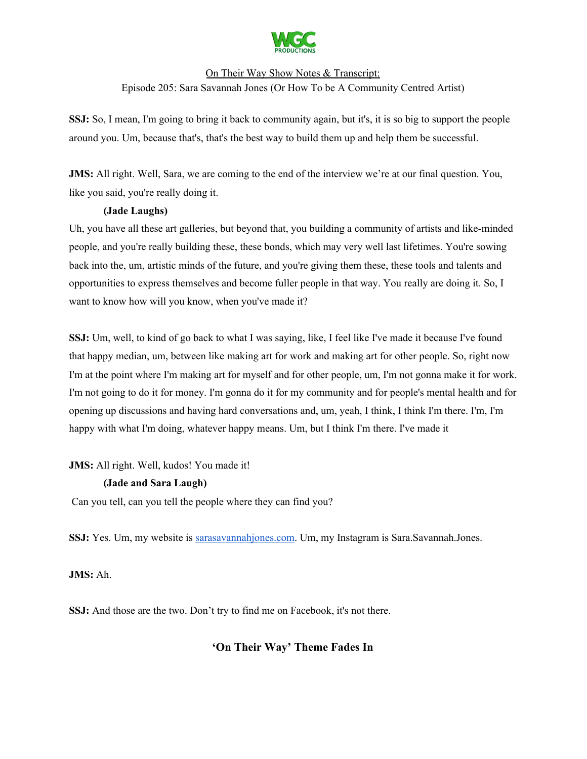**SSJ:** So, I mean, I'm going to bring it back to community again, but it's, it is so big to support the people around you. Um, because that's, that's the best way to build them up and help them be successful.

**JMS:** All right. Well, Sara, we are coming to the end of the interview we're at our final question. You, like you said, you're really doing it.

**(Jade Laughs)**

Uh, you have all these art galleries, but beyond that, you building a community of artists and like-minded people, and you're really building these, these bonds, which may very well last lifetimes. You're sowing back into the, um, artistic minds of the future, and you're giving them these, these tools and talents and opportunities to express themselves and become fuller people in that way. You really are doing it. So, I want to know how will you know, when you've made it?

**SSJ:** Um, well, to kind of go back to what I was saying, like, I feel like I've made it because I've found that happy median, um, between like making art for work and making art for other people. So, right now I'm at the point where I'm making art for myself and for other people, um, I'm not gonna make it for work. I'm not going to do it for money. I'm gonna do it for my community and for people's mental health and for opening up discussions and having hard conversations and, um, yeah, I think, I think I'm there. I'm, I'm happy with what I'm doing, whatever happy means. Um, but I think I'm there. I've made it

**JMS:** All right. Well, kudos! You made it!

**(Jade and Sara Laugh)**

Can you tell, can you tell the people where they can find you?

**SSJ:** Yes. Um, my website is [sarasavannahjones.com](sarasavannahjones.com). Um, my Instagram is Sara.Savannah.Jones.

**JMS:** Ah.

**SSJ:** And those are the two. Don't try to find me on Facebook, it's not there.

**'On Their Way' Theme Fades In**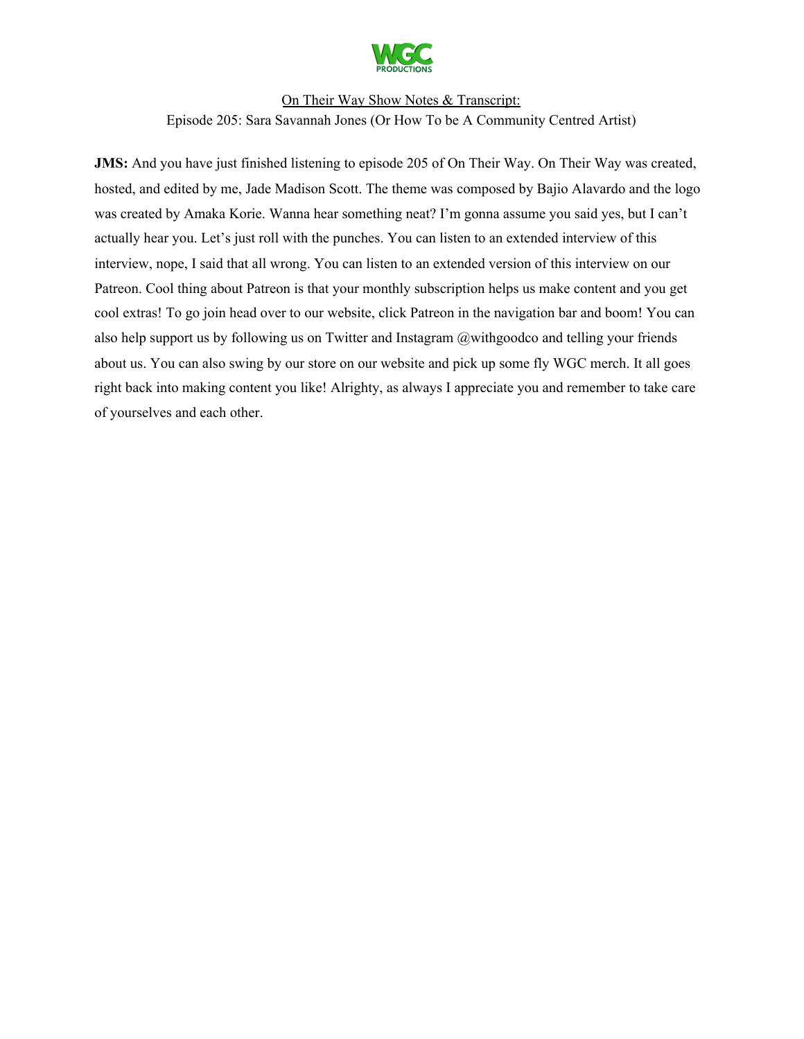On Their Way Show Notes & Transcript:

Episode 205: Sara Savannah Jones (Or How To be A Community Centred Artist)

**JMS:** And you have just finished listening to episode 205 of On Their Way. On Their Way was created, hosted, and edited by me, Jade Madison Scott. The theme was composed by Bajio Alavardo and the logo was created by Amaka Korie. Wanna hear something neat? I'm gonna assume you said yes, but I can't actually hear you. Let's just roll with the punches. You can listen to an extended interview of this interview, nope, I said that all wrong. You can listen to an extended version of this interview on our Patreon. Cool thing about Patreon is that your monthly subscription helps us make content and you get cool extras! To go join head over to our website, click Patreon in the navigation bar and boom! You can also help support us by following us on Twitter and Instagram @withgoodco and telling your friends about us. You can also swing by our store on our website and pick up some fly WGC merch. It all goes right back into making content you like! Alrighty, as always I appreciate you and remember to take care of yourselves and each other.